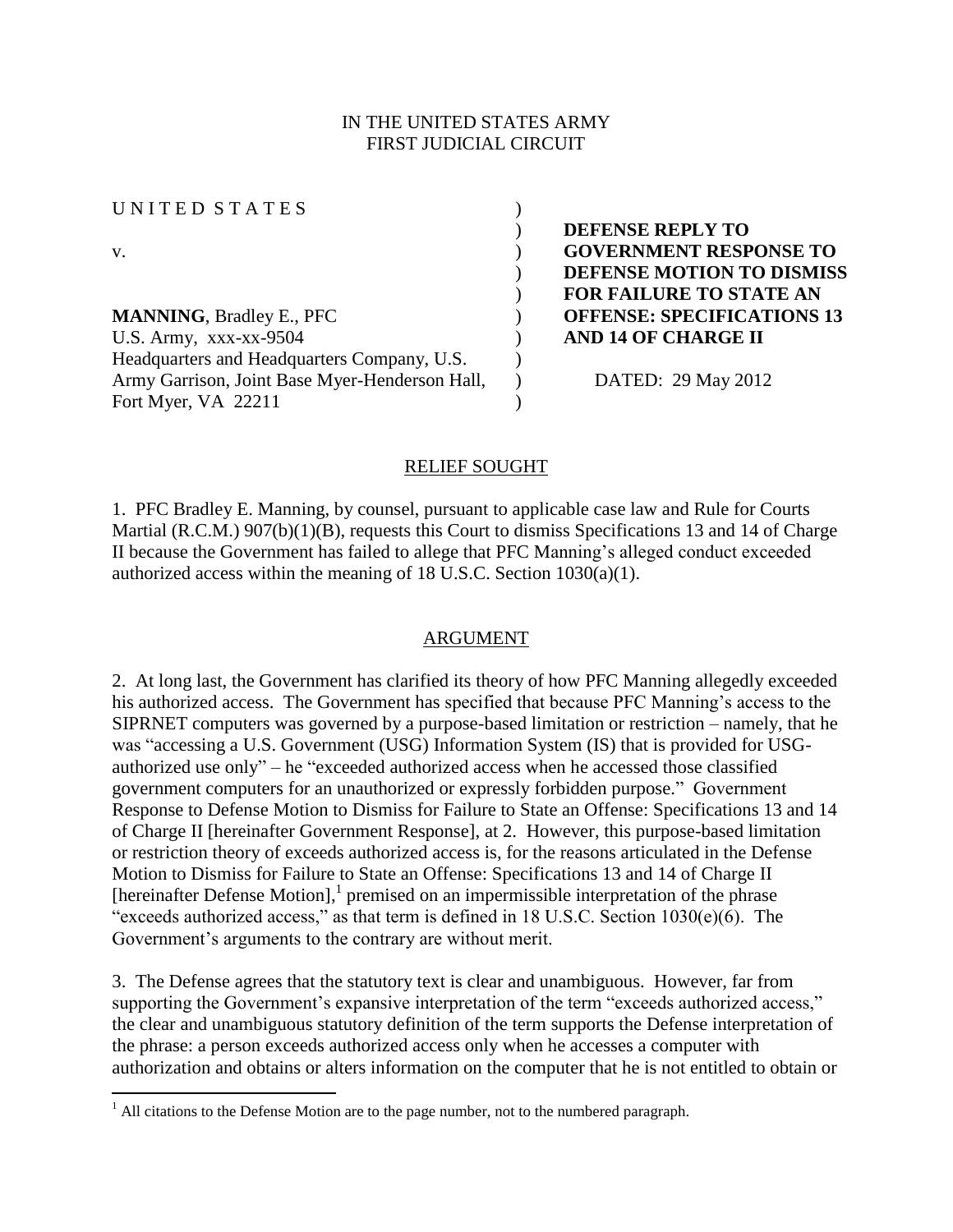IN THE UNITED STATES ARMY
FIRST JUDICIAL CIRCUIT

| | | |
|---|---|---|
| UNITED STATES | ) | |
| | ) | **DEFENSE REPLY TO** |
| v. | ) | **GOVERNMENT RESPONSE TO** |
| | ) | **DEFENSE MOTION TO DISMISS** |
| | ) | **FOR FAILURE TO STATE AN** |
| **MANNING**, Bradley E., PFC | ) | **OFFENSE: SPECIFICATIONS 13** |
| U.S. Army, xxx-xx-9504 | ) | **AND 14 OF CHARGE II** |
| Headquarters and Headquarters Company, U.S. | ) | |
| Army Garrison, Joint Base Myer-Henderson Hall, | ) | DATED: 29 May 2012 |
| Fort Myer, VA 22211 | ) | |

## RELIEF SOUGHT

1. PFC Bradley E. Manning, by counsel, pursuant to applicable case law and Rule for Courts Martial (R.C.M.) 907(b)(1)(B), requests this Court to dismiss Specifications 13 and 14 of Charge II because the Government has failed to allege that PFC Manning's alleged conduct exceeded authorized access within the meaning of 18 U.S.C. Section 1030(a)(1).

## ARGUMENT

2. At long last, the Government has clarified its theory of how PFC Manning allegedly exceeded his authorized access. The Government has specified that because PFC Manning's access to the SIPRNET computers was governed by a purpose-based limitation or restriction – namely, that he was "accessing a U.S. Government (USG) Information System (IS) that is provided for USG-authorized use only" – he "exceeded authorized access when he accessed those classified government computers for an unauthorized or expressly forbidden purpose." Government Response to Defense Motion to Dismiss for Failure to State an Offense: Specifications 13 and 14 of Charge II [hereinafter Government Response], at 2. However, this purpose-based limitation or restriction theory of exceeds authorized access is, for the reasons articulated in the Defense Motion to Dismiss for Failure to State an Offense: Specifications 13 and 14 of Charge II [hereinafter Defense Motion],[1] premised on an impermissible interpretation of the phrase "exceeds authorized access," as that term is defined in 18 U.S.C. Section 1030(e)(6). The Government's arguments to the contrary are without merit.

3. The Defense agrees that the statutory text is clear and unambiguous. However, far from supporting the Government's expansive interpretation of the term "exceeds authorized access," the clear and unambiguous statutory definition of the term supports the Defense interpretation of the phrase: a person exceeds authorized access only when he accesses a computer with authorization and obtains or alters information on the computer that he is not entitled to obtain or

[1] All citations to the Defense Motion are to the page number, not to the numbered paragraph.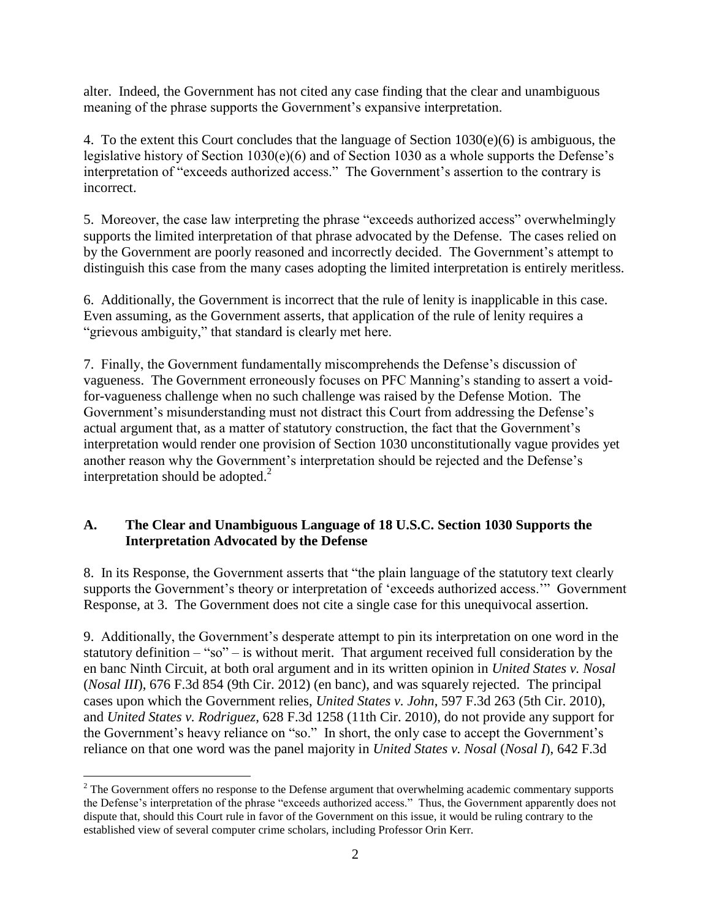alter. Indeed, the Government has not cited any case finding that the clear and unambiguous meaning of the phrase supports the Government's expansive interpretation.

4. To the extent this Court concludes that the language of Section 1030(e)(6) is ambiguous, the legislative history of Section 1030(e)(6) and of Section 1030 as a whole supports the Defense's interpretation of "exceeds authorized access." The Government's assertion to the contrary is incorrect.

5. Moreover, the case law interpreting the phrase "exceeds authorized access" overwhelmingly supports the limited interpretation of that phrase advocated by the Defense. The cases relied on by the Government are poorly reasoned and incorrectly decided. The Government's attempt to distinguish this case from the many cases adopting the limited interpretation is entirely meritless.

6. Additionally, the Government is incorrect that the rule of lenity is inapplicable in this case. Even assuming, as the Government asserts, that application of the rule of lenity requires a "grievous ambiguity," that standard is clearly met here.

7. Finally, the Government fundamentally miscomprehends the Defense's discussion of vagueness. The Government erroneously focuses on PFC Manning's standing to assert a void-for-vagueness challenge when no such challenge was raised by the Defense Motion. The Government's misunderstanding must not distract this Court from addressing the Defense's actual argument that, as a matter of statutory construction, the fact that the Government's interpretation would render one provision of Section 1030 unconstitutionally vague provides yet another reason why the Government's interpretation should be rejected and the Defense's interpretation should be adopted.[2]

### A. The Clear and Unambiguous Language of 18 U.S.C. Section 1030 Supports the Interpretation Advocated by the Defense

8. In its Response, the Government asserts that "the plain language of the statutory text clearly supports the Government's theory or interpretation of 'exceeds authorized access.'" Government Response, at 3. The Government does not cite a single case for this unequivocal assertion.

9. Additionally, the Government's desperate attempt to pin its interpretation on one word in the statutory definition – "so" – is without merit. That argument received full consideration by the en banc Ninth Circuit, at both oral argument and in its written opinion in *United States v. Nosal* (*Nosal III*), 676 F.3d 854 (9th Cir. 2012) (en banc), and was squarely rejected. The principal cases upon which the Government relies, *United States v. John*, 597 F.3d 263 (5th Cir. 2010), and *United States v. Rodriguez*, 628 F.3d 1258 (11th Cir. 2010), do not provide any support for the Government's heavy reliance on "so." In short, the only case to accept the Government's reliance on that one word was the panel majority in *United States v. Nosal* (*Nosal I*), 642 F.3d

---

[2] The Government offers no response to the Defense argument that overwhelming academic commentary supports the Defense's interpretation of the phrase "exceeds authorized access." Thus, the Government apparently does not dispute that, should this Court rule in favor of the Government on this issue, it would be ruling contrary to the established view of several computer crime scholars, including Professor Orin Kerr.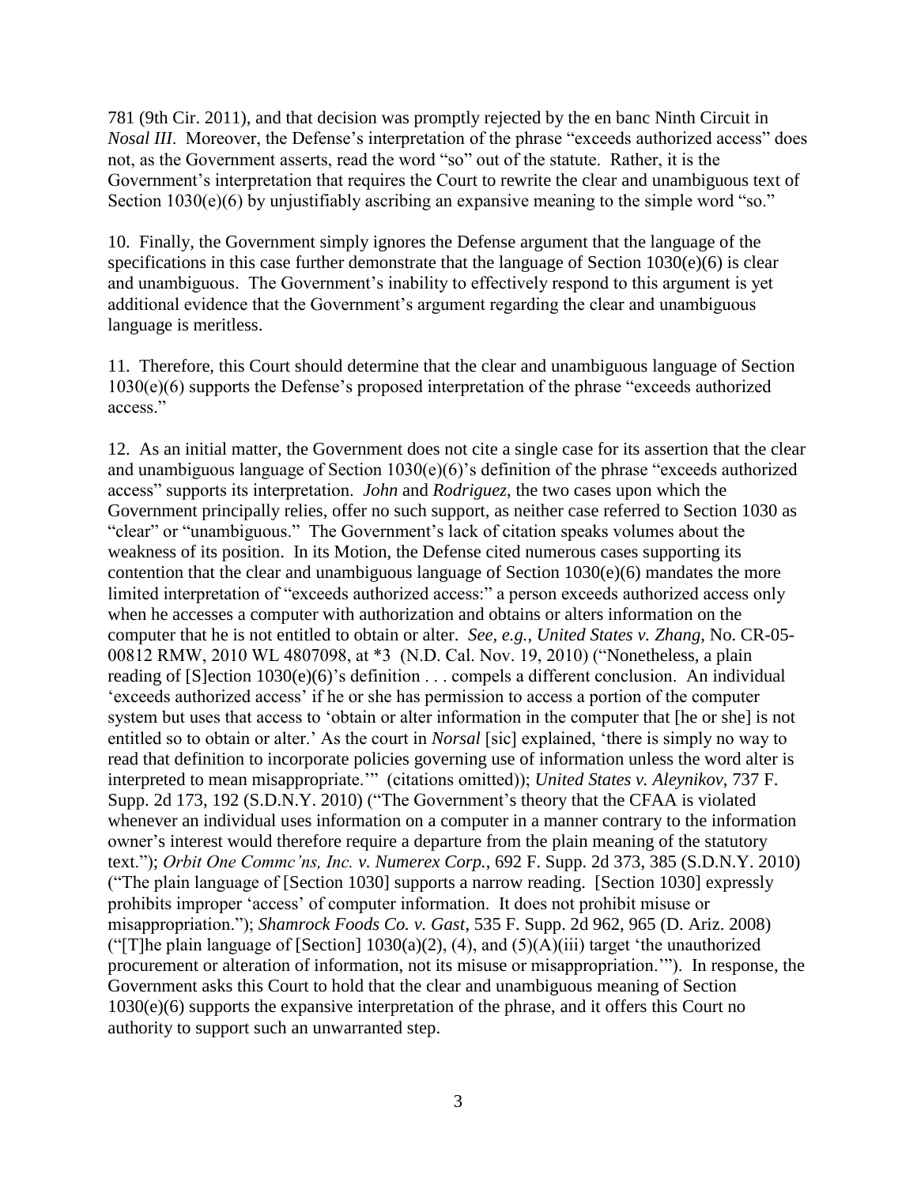781 (9th Cir. 2011), and that decision was promptly rejected by the en banc Ninth Circuit in *Nosal III*. Moreover, the Defense's interpretation of the phrase "exceeds authorized access" does not, as the Government asserts, read the word "so" out of the statute. Rather, it is the Government's interpretation that requires the Court to rewrite the clear and unambiguous text of Section 1030(e)(6) by unjustifiably ascribing an expansive meaning to the simple word "so."

10. Finally, the Government simply ignores the Defense argument that the language of the specifications in this case further demonstrate that the language of Section 1030(e)(6) is clear and unambiguous. The Government's inability to effectively respond to this argument is yet additional evidence that the Government's argument regarding the clear and unambiguous language is meritless.

11. Therefore, this Court should determine that the clear and unambiguous language of Section 1030(e)(6) supports the Defense's proposed interpretation of the phrase "exceeds authorized access."

12. As an initial matter, the Government does not cite a single case for its assertion that the clear and unambiguous language of Section 1030(e)(6)'s definition of the phrase "exceeds authorized access" supports its interpretation. *John* and *Rodriguez*, the two cases upon which the Government principally relies, offer no such support, as neither case referred to Section 1030 as "clear" or "unambiguous." The Government's lack of citation speaks volumes about the weakness of its position. In its Motion, the Defense cited numerous cases supporting its contention that the clear and unambiguous language of Section 1030(e)(6) mandates the more limited interpretation of "exceeds authorized access:" a person exceeds authorized access only when he accesses a computer with authorization and obtains or alters information on the computer that he is not entitled to obtain or alter. *See, e.g.*, *United States v. Zhang*, No. CR-05-00812 RMW, 2010 WL 4807098, at *3 (N.D. Cal. Nov. 19, 2010) ("Nonetheless, a plain reading of [S]ection 1030(e)(6)'s definition . . . compels a different conclusion. An individual 'exceeds authorized access' if he or she has permission to access a portion of the computer system but uses that access to 'obtain or alter information in the computer that [he or she] is not entitled so to obtain or alter.' As the court in *Norsal* [sic] explained, 'there is simply no way to read that definition to incorporate policies governing use of information unless the word alter is interpreted to mean misappropriate.'" (citations omitted)); *United States v. Aleynikov*, 737 F. Supp. 2d 173, 192 (S.D.N.Y. 2010) ("The Government's theory that the CFAA is violated whenever an individual uses information on a computer in a manner contrary to the information owner's interest would therefore require a departure from the plain meaning of the statutory text."); *Orbit One Commc'ns, Inc. v. Numerex Corp.*, 692 F. Supp. 2d 373, 385 (S.D.N.Y. 2010) ("The plain language of [Section 1030] supports a narrow reading. [Section 1030] expressly prohibits improper 'access' of computer information. It does not prohibit misuse or misappropriation."); *Shamrock Foods Co. v. Gast*, 535 F. Supp. 2d 962, 965 (D. Ariz. 2008) ("[T]he plain language of [Section] 1030(a)(2), (4), and (5)(A)(iii) target 'the unauthorized procurement or alteration of information, not its misuse or misappropriation.'"). In response, the Government asks this Court to hold that the clear and unambiguous meaning of Section 1030(e)(6) supports the expansive interpretation of the phrase, and it offers this Court no authority to support such an unwarranted step.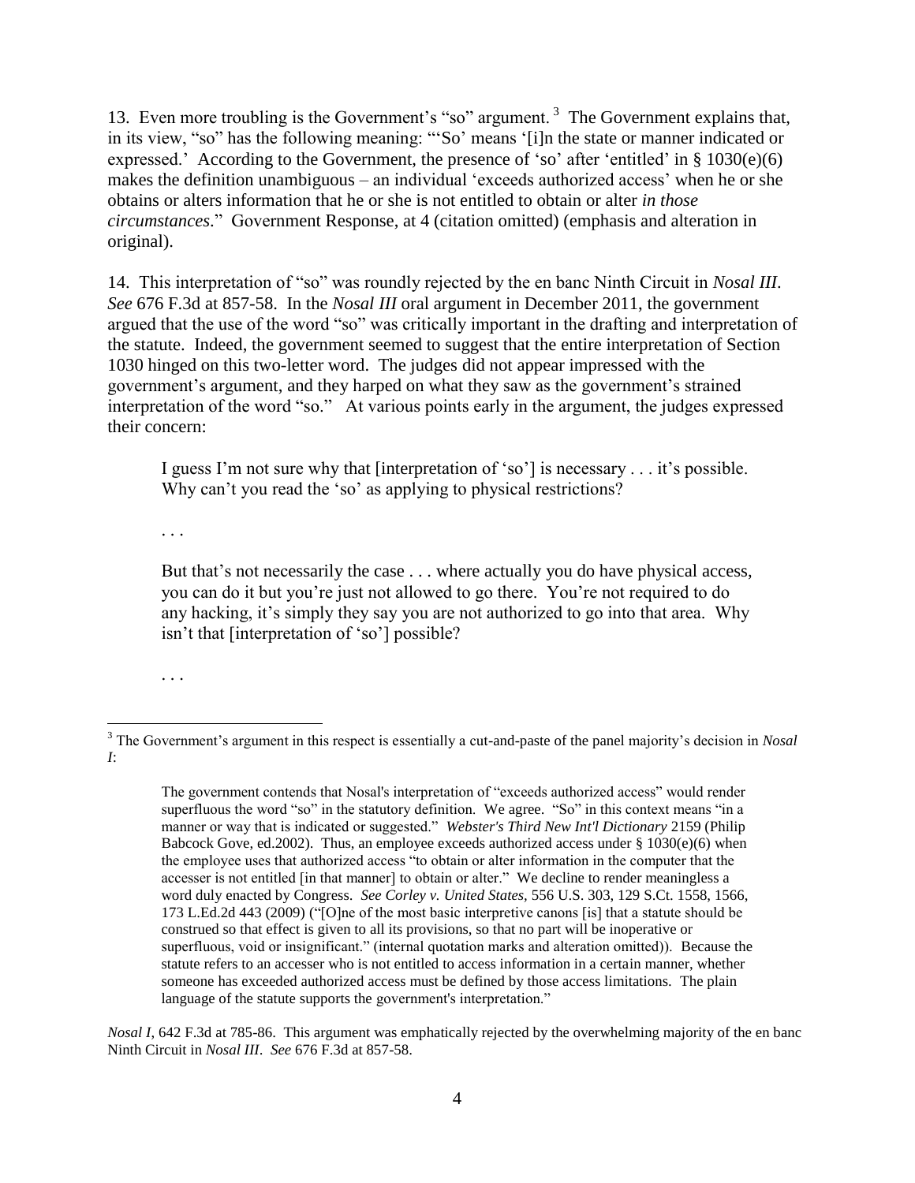13. Even more troubling is the Government's "so" argument. [3] The Government explains that, in its view, "so" has the following meaning: "'So' means '[i]n the state or manner indicated or expressed.' According to the Government, the presence of 'so' after 'entitled' in § 1030(e)(6) makes the definition unambiguous – an individual 'exceeds authorized access' when he or she obtains or alters information that he or she is not entitled to obtain or alter *in those circumstances*." Government Response, at 4 (citation omitted) (emphasis and alteration in original).

14. This interpretation of "so" was roundly rejected by the en banc Ninth Circuit in *Nosal III*. *See* 676 F.3d at 857-58. In the *Nosal III* oral argument in December 2011, the government argued that the use of the word "so" was critically important in the drafting and interpretation of the statute. Indeed, the government seemed to suggest that the entire interpretation of Section 1030 hinged on this two-letter word. The judges did not appear impressed with the government's argument, and they harped on what they saw as the government's strained interpretation of the word "so." At various points early in the argument, the judges expressed their concern:

> I guess I'm not sure why that [interpretation of 'so'] is necessary . . . it's possible. Why can't you read the 'so' as applying to physical restrictions?
>
> . . .
>
> But that's not necessarily the case . . . where actually you do have physical access, you can do it but you're just not allowed to go there. You're not required to do any hacking, it's simply they say you are not authorized to go into that area. Why isn't that [interpretation of 'so'] possible?
>
> . . .

---

[3] The Government's argument in this respect is essentially a cut-and-paste of the panel majority's decision in *Nosal I*:

> The government contends that Nosal's interpretation of "exceeds authorized access" would render superfluous the word "so" in the statutory definition. We agree. "So" in this context means "in a manner or way that is indicated or suggested." *Webster's Third New Int'l Dictionary* 2159 (Philip Babcock Gove, ed.2002). Thus, an employee exceeds authorized access under § 1030(e)(6) when the employee uses that authorized access "to obtain or alter information in the computer that the accesser is not entitled [in that manner] to obtain or alter." We decline to render meaningless a word duly enacted by Congress. *See Corley v. United States*, 556 U.S. 303, 129 S.Ct. 1558, 1566, 173 L.Ed.2d 443 (2009) ("[O]ne of the most basic interpretive canons [is] that a statute should be construed so that effect is given to all its provisions, so that no part will be inoperative or superfluous, void or insignificant." (internal quotation marks and alteration omitted)). Because the statute refers to an accesser who is not entitled to access information in a certain manner, whether someone has exceeded authorized access must be defined by those access limitations. The plain language of the statute supports the government's interpretation."

*Nosal I*, 642 F.3d at 785-86. This argument was emphatically rejected by the overwhelming majority of the en banc Ninth Circuit in *Nosal III*. *See* 676 F.3d at 857-58.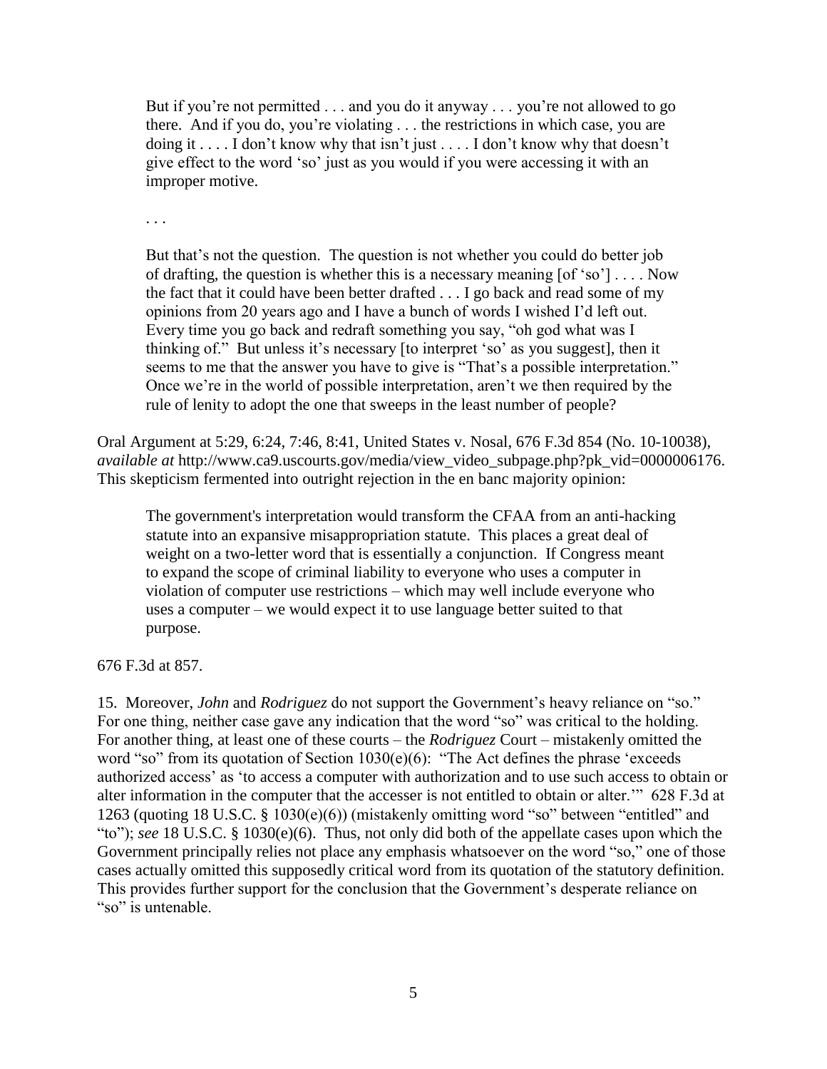> But if you're not permitted . . . and you do it anyway . . . you're not allowed to go there. And if you do, you're violating . . . the restrictions in which case, you are doing it . . . . I don't know why that isn't just . . . . I don't know why that doesn't give effect to the word 'so' just as you would if you were accessing it with an improper motive.
>
> . . .
>
> But that's not the question. The question is not whether you could do better job of drafting, the question is whether this is a necessary meaning [of 'so'] . . . . Now the fact that it could have been better drafted . . . I go back and read some of my opinions from 20 years ago and I have a bunch of words I wished I'd left out. Every time you go back and redraft something you say, "oh god what was I thinking of." But unless it's necessary [to interpret 'so' as you suggest], then it seems to me that the answer you have to give is "That's a possible interpretation." Once we're in the world of possible interpretation, aren't we then required by the rule of lenity to adopt the one that sweeps in the least number of people?

Oral Argument at 5:29, 6:24, 7:46, 8:41, United States v. Nosal, 676 F.3d 854 (No. 10-10038), *available at* http://www.ca9.uscourts.gov/media/view_video_subpage.php?pk_vid=0000006176. This skepticism fermented into outright rejection in the en banc majority opinion:

> The government's interpretation would transform the CFAA from an anti-hacking statute into an expansive misappropriation statute. This places a great deal of weight on a two-letter word that is essentially a conjunction. If Congress meant to expand the scope of criminal liability to everyone who uses a computer in violation of computer use restrictions – which may well include everyone who uses a computer – we would expect it to use language better suited to that purpose.

676 F.3d at 857.

15. Moreover, *John* and *Rodriguez* do not support the Government's heavy reliance on "so." For one thing, neither case gave any indication that the word "so" was critical to the holding. For another thing, at least one of these courts – the *Rodriguez* Court – mistakenly omitted the word "so" from its quotation of Section 1030(e)(6): "The Act defines the phrase 'exceeds authorized access' as 'to access a computer with authorization and to use such access to obtain or alter information in the computer that the accesser is not entitled to obtain or alter.'" 628 F.3d at 1263 (quoting 18 U.S.C. § 1030(e)(6)) (mistakenly omitting word "so" between "entitled" and "to"); *see* 18 U.S.C. § 1030(e)(6). Thus, not only did both of the appellate cases upon which the Government principally relies not place any emphasis whatsoever on the word "so," one of those cases actually omitted this supposedly critical word from its quotation of the statutory definition. This provides further support for the conclusion that the Government's desperate reliance on "so" is untenable.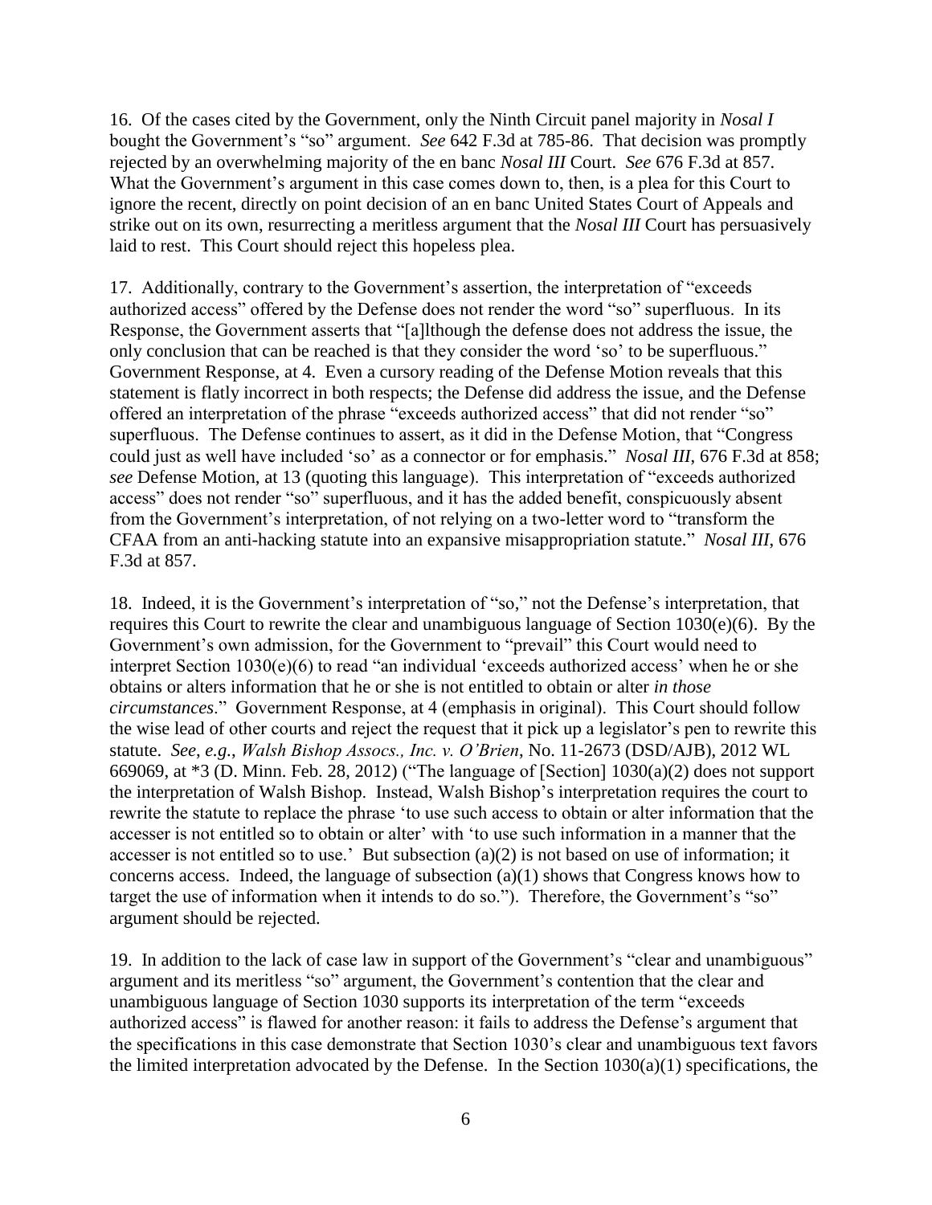16. Of the cases cited by the Government, only the Ninth Circuit panel majority in *Nosal I* bought the Government's "so" argument. *See* 642 F.3d at 785-86. That decision was promptly rejected by an overwhelming majority of the en banc *Nosal III* Court. *See* 676 F.3d at 857. What the Government's argument in this case comes down to, then, is a plea for this Court to ignore the recent, directly on point decision of an en banc United States Court of Appeals and strike out on its own, resurrecting a meritless argument that the *Nosal III* Court has persuasively laid to rest. This Court should reject this hopeless plea.

17. Additionally, contrary to the Government's assertion, the interpretation of "exceeds authorized access" offered by the Defense does not render the word "so" superfluous. In its Response, the Government asserts that "[a]lthough the defense does not address the issue, the only conclusion that can be reached is that they consider the word 'so' to be superfluous." Government Response, at 4. Even a cursory reading of the Defense Motion reveals that this statement is flatly incorrect in both respects; the Defense did address the issue, and the Defense offered an interpretation of the phrase "exceeds authorized access" that did not render "so" superfluous. The Defense continues to assert, as it did in the Defense Motion, that "Congress could just as well have included 'so' as a connector or for emphasis." *Nosal III*, 676 F.3d at 858; *see* Defense Motion, at 13 (quoting this language). This interpretation of "exceeds authorized access" does not render "so" superfluous, and it has the added benefit, conspicuously absent from the Government's interpretation, of not relying on a two-letter word to "transform the CFAA from an anti-hacking statute into an expansive misappropriation statute." *Nosal III*, 676 F.3d at 857.

18. Indeed, it is the Government's interpretation of "so," not the Defense's interpretation, that requires this Court to rewrite the clear and unambiguous language of Section 1030(e)(6). By the Government's own admission, for the Government to "prevail" this Court would need to interpret Section 1030(e)(6) to read "an individual 'exceeds authorized access' when he or she obtains or alters information that he or she is not entitled to obtain or alter *in those circumstances*." Government Response, at 4 (emphasis in original). This Court should follow the wise lead of other courts and reject the request that it pick up a legislator's pen to rewrite this statute. *See*, *e.g.*, *Walsh Bishop Assocs., Inc. v. O'Brien*, No. 11-2673 (DSD/AJB), 2012 WL 669069, at *3 (D. Minn. Feb. 28, 2012) ("The language of [Section] 1030(a)(2) does not support the interpretation of Walsh Bishop. Instead, Walsh Bishop's interpretation requires the court to rewrite the statute to replace the phrase 'to use such access to obtain or alter information that the accesser is not entitled so to obtain or alter' with 'to use such information in a manner that the accesser is not entitled so to use.' But subsection (a)(2) is not based on use of information; it concerns access. Indeed, the language of subsection (a)(1) shows that Congress knows how to target the use of information when it intends to do so."). Therefore, the Government's "so" argument should be rejected.

19. In addition to the lack of case law in support of the Government's "clear and unambiguous" argument and its meritless "so" argument, the Government's contention that the clear and unambiguous language of Section 1030 supports its interpretation of the term "exceeds authorized access" is flawed for another reason: it fails to address the Defense's argument that the specifications in this case demonstrate that Section 1030's clear and unambiguous text favors the limited interpretation advocated by the Defense. In the Section 1030(a)(1) specifications, the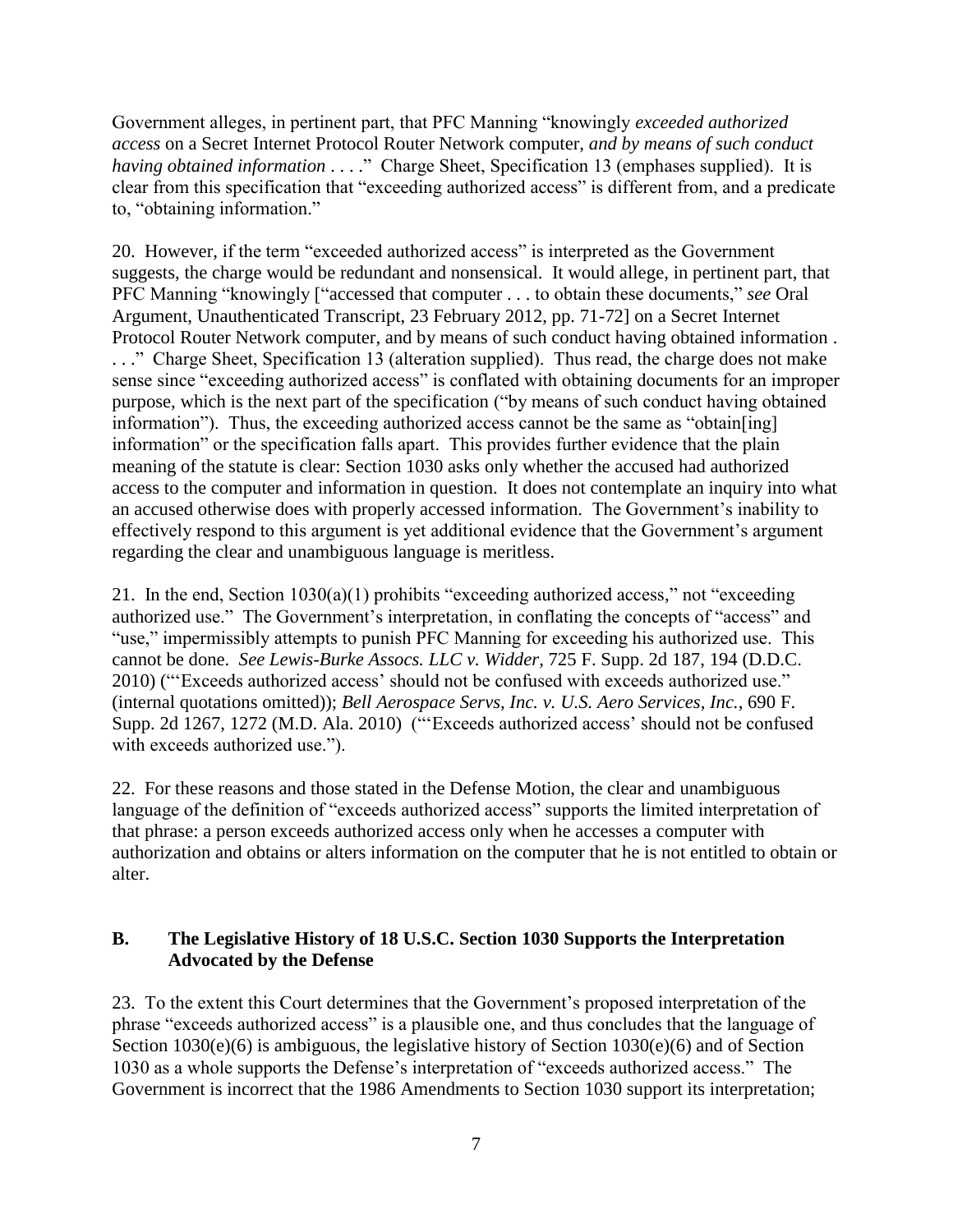Government alleges, in pertinent part, that PFC Manning "knowingly *exceeded authorized access* on a Secret Internet Protocol Router Network computer, *and by means of such conduct having obtained information* . . . ." Charge Sheet, Specification 13 (emphases supplied). It is clear from this specification that "exceeding authorized access" is different from, and a predicate to, "obtaining information."

20. However, if the term "exceeded authorized access" is interpreted as the Government suggests, the charge would be redundant and nonsensical. It would allege, in pertinent part, that PFC Manning "knowingly ["accessed that computer . . . to obtain these documents," *see* Oral Argument, Unauthenticated Transcript, 23 February 2012, pp. 71-72] on a Secret Internet Protocol Router Network computer, and by means of such conduct having obtained information . . . ." Charge Sheet, Specification 13 (alteration supplied). Thus read, the charge does not make sense since "exceeding authorized access" is conflated with obtaining documents for an improper purpose, which is the next part of the specification ("by means of such conduct having obtained information"). Thus, the exceeding authorized access cannot be the same as "obtain[ing] information" or the specification falls apart. This provides further evidence that the plain meaning of the statute is clear: Section 1030 asks only whether the accused had authorized access to the computer and information in question. It does not contemplate an inquiry into what an accused otherwise does with properly accessed information. The Government's inability to effectively respond to this argument is yet additional evidence that the Government's argument regarding the clear and unambiguous language is meritless.

21. In the end, Section 1030(a)(1) prohibits "exceeding authorized access," not "exceeding authorized use." The Government's interpretation, in conflating the concepts of "access" and "use," impermissibly attempts to punish PFC Manning for exceeding his authorized use. This cannot be done. *See Lewis-Burke Assocs. LLC v. Widder*, 725 F. Supp. 2d 187, 194 (D.D.C. 2010) ("'Exceeds authorized access' should not be confused with exceeds authorized use." (internal quotations omitted)); *Bell Aerospace Servs, Inc. v. U.S. Aero Services, Inc.*, 690 F. Supp. 2d 1267, 1272 (M.D. Ala. 2010) ("'Exceeds authorized access' should not be confused with exceeds authorized use.").

22. For these reasons and those stated in the Defense Motion, the clear and unambiguous language of the definition of "exceeds authorized access" supports the limited interpretation of that phrase: a person exceeds authorized access only when he accesses a computer with authorization and obtains or alters information on the computer that he is not entitled to obtain or alter.

## B. The Legislative History of 18 U.S.C. Section 1030 Supports the Interpretation Advocated by the Defense

23. To the extent this Court determines that the Government's proposed interpretation of the phrase "exceeds authorized access" is a plausible one, and thus concludes that the language of Section 1030(e)(6) is ambiguous, the legislative history of Section 1030(e)(6) and of Section 1030 as a whole supports the Defense's interpretation of "exceeds authorized access." The Government is incorrect that the 1986 Amendments to Section 1030 support its interpretation;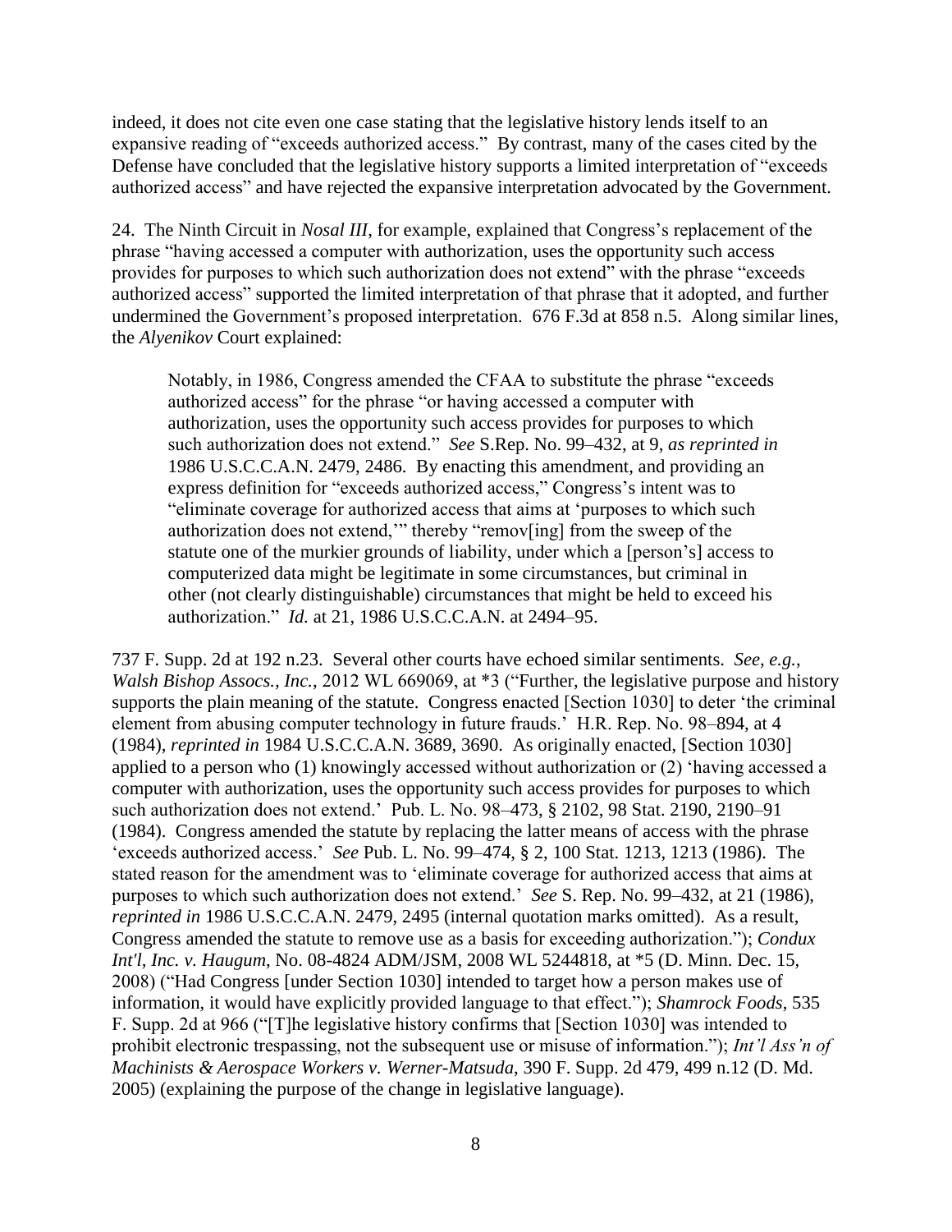indeed, it does not cite even one case stating that the legislative history lends itself to an expansive reading of "exceeds authorized access." By contrast, many of the cases cited by the Defense have concluded that the legislative history supports a limited interpretation of "exceeds authorized access" and have rejected the expansive interpretation advocated by the Government.

24. The Ninth Circuit in *Nosal III*, for example, explained that Congress's replacement of the phrase "having accessed a computer with authorization, uses the opportunity such access provides for purposes to which such authorization does not extend" with the phrase "exceeds authorized access" supported the limited interpretation of that phrase that it adopted, and further undermined the Government's proposed interpretation. 676 F.3d at 858 n.5. Along similar lines, the *Alyenikov* Court explained:

> Notably, in 1986, Congress amended the CFAA to substitute the phrase "exceeds authorized access" for the phrase "or having accessed a computer with authorization, uses the opportunity such access provides for purposes to which such authorization does not extend." *See* S.Rep. No. 99–432, at 9, *as reprinted in* 1986 U.S.C.C.A.N. 2479, 2486. By enacting this amendment, and providing an express definition for "exceeds authorized access," Congress's intent was to "eliminate coverage for authorized access that aims at 'purposes to which such authorization does not extend,'" thereby "remov[ing] from the sweep of the statute one of the murkier grounds of liability, under which a [person's] access to computerized data might be legitimate in some circumstances, but criminal in other (not clearly distinguishable) circumstances that might be held to exceed his authorization." *Id.* at 21, 1986 U.S.C.C.A.N. at 2494–95.

737 F. Supp. 2d at 192 n.23. Several other courts have echoed similar sentiments. *See, e.g.*, *Walsh Bishop Assocs., Inc.*, 2012 WL 669069, at *3 ("Further, the legislative purpose and history supports the plain meaning of the statute. Congress enacted [Section 1030] to deter 'the criminal element from abusing computer technology in future frauds.' H.R. Rep. No. 98–894, at 4 (1984), *reprinted in* 1984 U.S.C.C.A.N. 3689, 3690. As originally enacted, [Section 1030] applied to a person who (1) knowingly accessed without authorization or (2) 'having accessed a computer with authorization, uses the opportunity such access provides for purposes to which such authorization does not extend.' Pub. L. No. 98–473, § 2102, 98 Stat. 2190, 2190–91 (1984). Congress amended the statute by replacing the latter means of access with the phrase 'exceeds authorized access.' *See* Pub. L. No. 99–474, § 2, 100 Stat. 1213, 1213 (1986). The stated reason for the amendment was to 'eliminate coverage for authorized access that aims at purposes to which such authorization does not extend.' *See* S. Rep. No. 99–432, at 21 (1986), *reprinted in* 1986 U.S.C.C.A.N. 2479, 2495 (internal quotation marks omitted). As a result, Congress amended the statute to remove use as a basis for exceeding authorization."); *Condux Int'l, Inc. v. Haugum*, No. 08-4824 ADM/JSM, 2008 WL 5244818, at *5 (D. Minn. Dec. 15, 2008) ("Had Congress [under Section 1030] intended to target how a person makes use of information, it would have explicitly provided language to that effect."); *Shamrock Foods*, 535 F. Supp. 2d at 966 ("[T]he legislative history confirms that [Section 1030] was intended to prohibit electronic trespassing, not the subsequent use or misuse of information."); *Int'l Ass'n of Machinists & Aerospace Workers v. Werner-Matsuda*, 390 F. Supp. 2d 479, 499 n.12 (D. Md. 2005) (explaining the purpose of the change in legislative language).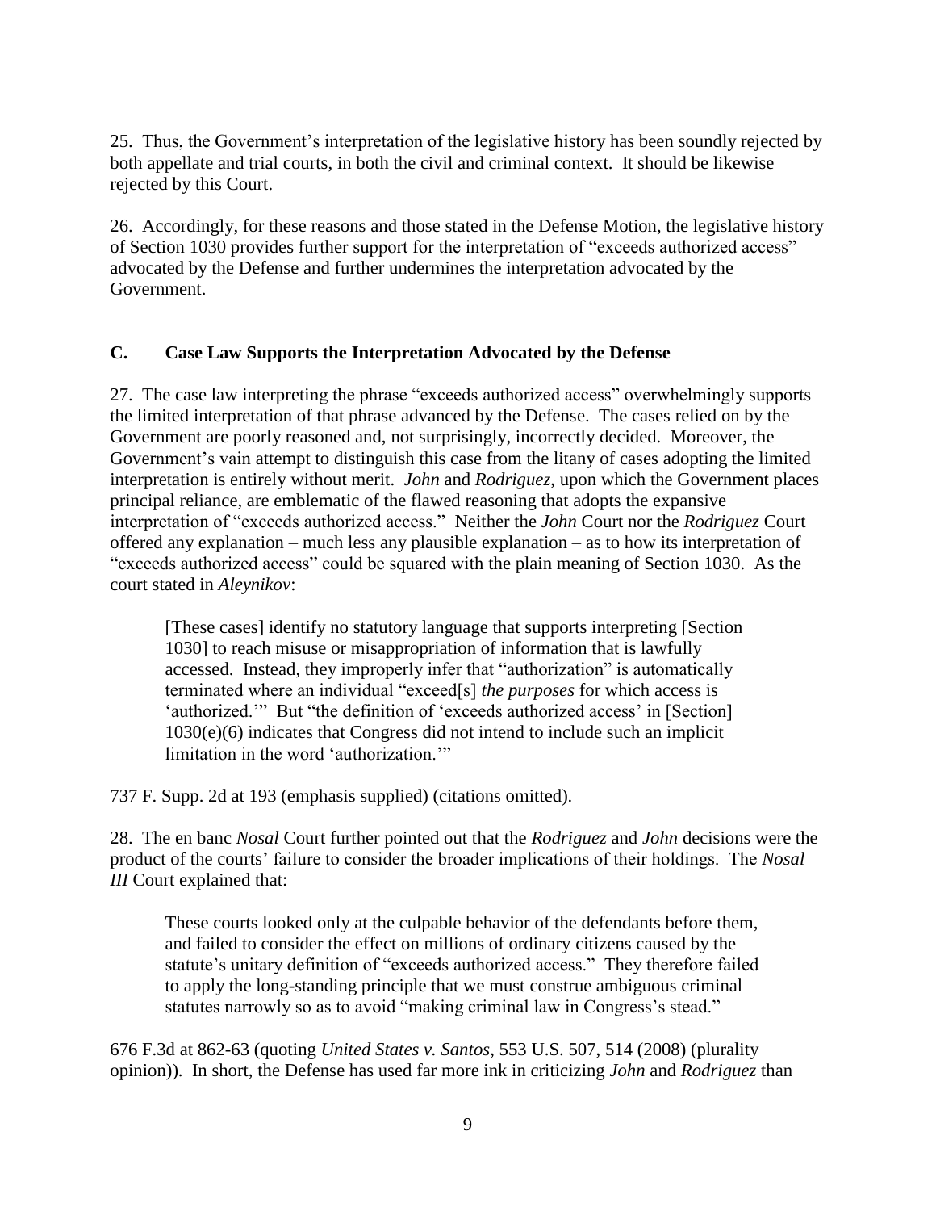25. Thus, the Government's interpretation of the legislative history has been soundly rejected by both appellate and trial courts, in both the civil and criminal context. It should be likewise rejected by this Court.

26. Accordingly, for these reasons and those stated in the Defense Motion, the legislative history of Section 1030 provides further support for the interpretation of "exceeds authorized access" advocated by the Defense and further undermines the interpretation advocated by the Government.

### C. Case Law Supports the Interpretation Advocated by the Defense

27. The case law interpreting the phrase "exceeds authorized access" overwhelmingly supports the limited interpretation of that phrase advanced by the Defense. The cases relied on by the Government are poorly reasoned and, not surprisingly, incorrectly decided. Moreover, the Government's vain attempt to distinguish this case from the litany of cases adopting the limited interpretation is entirely without merit. *John* and *Rodriguez*, upon which the Government places principal reliance, are emblematic of the flawed reasoning that adopts the expansive interpretation of "exceeds authorized access." Neither the *John* Court nor the *Rodriguez* Court offered any explanation – much less any plausible explanation – as to how its interpretation of "exceeds authorized access" could be squared with the plain meaning of Section 1030. As the court stated in *Aleynikov*:

> [These cases] identify no statutory language that supports interpreting [Section 1030] to reach misuse or misappropriation of information that is lawfully accessed. Instead, they improperly infer that "authorization" is automatically terminated where an individual "exceed[s] *the purposes* for which access is 'authorized.'" But "the definition of 'exceeds authorized access' in [Section] 1030(e)(6) indicates that Congress did not intend to include such an implicit limitation in the word 'authorization.'"

737 F. Supp. 2d at 193 (emphasis supplied) (citations omitted).

28. The en banc *Nosal* Court further pointed out that the *Rodriguez* and *John* decisions were the product of the courts' failure to consider the broader implications of their holdings. The *Nosal III* Court explained that:

> These courts looked only at the culpable behavior of the defendants before them, and failed to consider the effect on millions of ordinary citizens caused by the statute's unitary definition of "exceeds authorized access." They therefore failed to apply the long-standing principle that we must construe ambiguous criminal statutes narrowly so as to avoid "making criminal law in Congress's stead."

676 F.3d at 862-63 (quoting *United States v. Santos*, 553 U.S. 507, 514 (2008) (plurality opinion)). In short, the Defense has used far more ink in criticizing *John* and *Rodriguez* than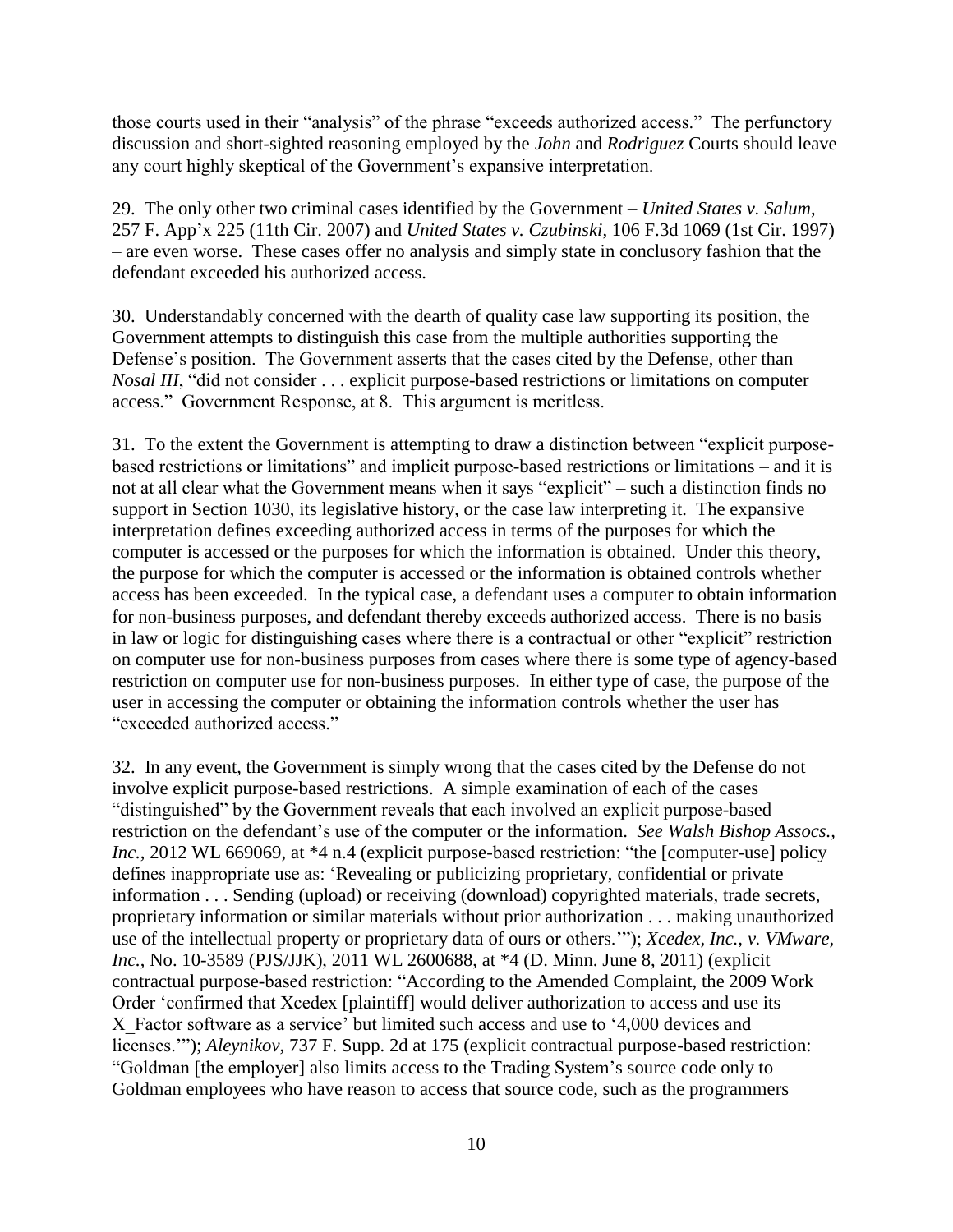those courts used in their "analysis" of the phrase "exceeds authorized access." The perfunctory discussion and short-sighted reasoning employed by the *John* and *Rodriguez* Courts should leave any court highly skeptical of the Government's expansive interpretation.

29. The only other two criminal cases identified by the Government – *United States v. Salum*, 257 F. App'x 225 (11th Cir. 2007) and *United States v. Czubinski*, 106 F.3d 1069 (1st Cir. 1997) – are even worse. These cases offer no analysis and simply state in conclusory fashion that the defendant exceeded his authorized access.

30. Understandably concerned with the dearth of quality case law supporting its position, the Government attempts to distinguish this case from the multiple authorities supporting the Defense's position. The Government asserts that the cases cited by the Defense, other than *Nosal III*, "did not consider . . . explicit purpose-based restrictions or limitations on computer access." Government Response, at 8. This argument is meritless.

31. To the extent the Government is attempting to draw a distinction between "explicit purpose-based restrictions or limitations" and implicit purpose-based restrictions or limitations – and it is not at all clear what the Government means when it says "explicit" – such a distinction finds no support in Section 1030, its legislative history, or the case law interpreting it. The expansive interpretation defines exceeding authorized access in terms of the purposes for which the computer is accessed or the purposes for which the information is obtained. Under this theory, the purpose for which the computer is accessed or the information is obtained controls whether access has been exceeded. In the typical case, a defendant uses a computer to obtain information for non-business purposes, and defendant thereby exceeds authorized access. There is no basis in law or logic for distinguishing cases where there is a contractual or other "explicit" restriction on computer use for non-business purposes from cases where there is some type of agency-based restriction on computer use for non-business purposes. In either type of case, the purpose of the user in accessing the computer or obtaining the information controls whether the user has "exceeded authorized access."

32. In any event, the Government is simply wrong that the cases cited by the Defense do not involve explicit purpose-based restrictions. A simple examination of each of the cases "distinguished" by the Government reveals that each involved an explicit purpose-based restriction on the defendant's use of the computer or the information. *See Walsh Bishop Assocs., Inc.*, 2012 WL 669069, at *4 n.4 (explicit purpose-based restriction: "the [computer-use] policy defines inappropriate use as: 'Revealing or publicizing proprietary, confidential or private information . . . Sending (upload) or receiving (download) copyrighted materials, trade secrets, proprietary information or similar materials without prior authorization . . . making unauthorized use of the intellectual property or proprietary data of ours or others.'"); *Xcedex, Inc., v. VMware, Inc.*, No. 10-3589 (PJS/JJK), 2011 WL 2600688, at *4 (D. Minn. June 8, 2011) (explicit contractual purpose-based restriction: "According to the Amended Complaint, the 2009 Work Order 'confirmed that Xcedex [plaintiff] would deliver authorization to access and use its X_Factor software as a service' but limited such access and use to '4,000 devices and licenses.'"); *Aleynikov*, 737 F. Supp. 2d at 175 (explicit contractual purpose-based restriction: "Goldman [the employer] also limits access to the Trading System's source code only to Goldman employees who have reason to access that source code, such as the programmers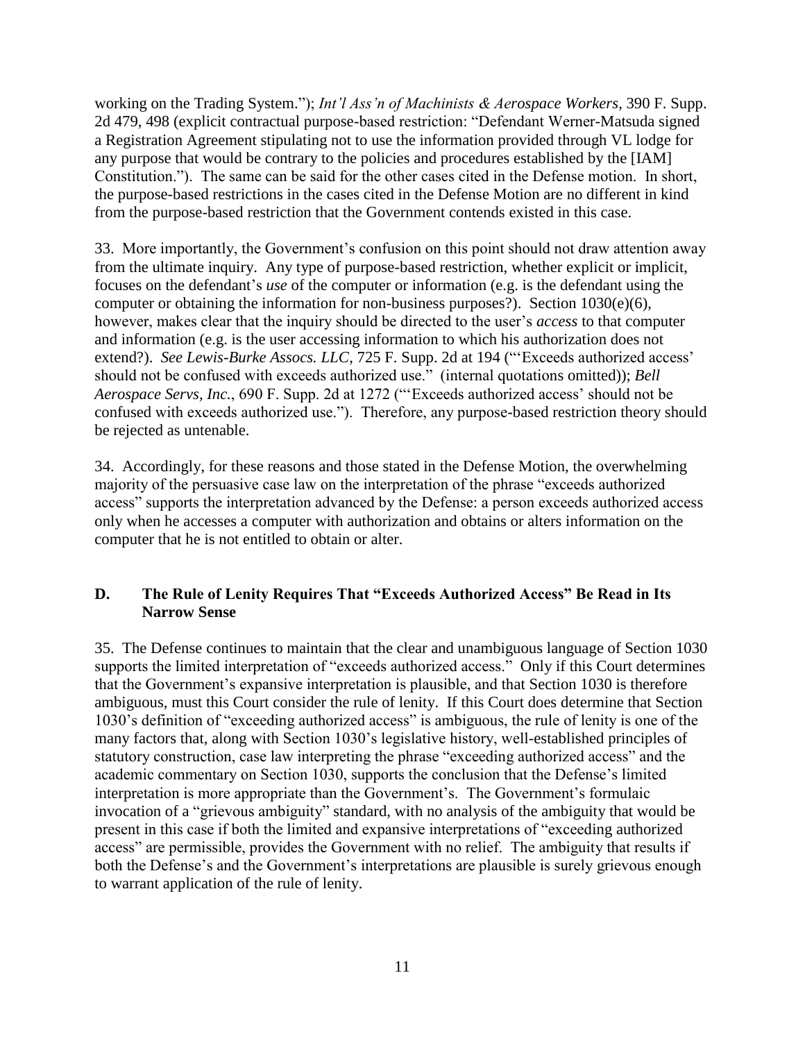working on the Trading System."); *Int'l Ass'n of Machinists & Aerospace Workers*, 390 F. Supp. 2d 479, 498 (explicit contractual purpose-based restriction: "Defendant Werner-Matsuda signed a Registration Agreement stipulating not to use the information provided through VL lodge for any purpose that would be contrary to the policies and procedures established by the [IAM] Constitution."). The same can be said for the other cases cited in the Defense motion. In short, the purpose-based restrictions in the cases cited in the Defense Motion are no different in kind from the purpose-based restriction that the Government contends existed in this case.

33. More importantly, the Government's confusion on this point should not draw attention away from the ultimate inquiry. Any type of purpose-based restriction, whether explicit or implicit, focuses on the defendant's *use* of the computer or information (e.g. is the defendant using the computer or obtaining the information for non-business purposes?). Section 1030(e)(6), however, makes clear that the inquiry should be directed to the user's *access* to that computer and information (e.g. is the user accessing information to which his authorization does not extend?). *See Lewis-Burke Assocs. LLC*, 725 F. Supp. 2d at 194 ("'Exceeds authorized access' should not be confused with exceeds authorized use." (internal quotations omitted)); *Bell Aerospace Servs, Inc.*, 690 F. Supp. 2d at 1272 ("'Exceeds authorized access' should not be confused with exceeds authorized use."). Therefore, any purpose-based restriction theory should be rejected as untenable.

34. Accordingly, for these reasons and those stated in the Defense Motion, the overwhelming majority of the persuasive case law on the interpretation of the phrase "exceeds authorized access" supports the interpretation advanced by the Defense: a person exceeds authorized access only when he accesses a computer with authorization and obtains or alters information on the computer that he is not entitled to obtain or alter.

### D. The Rule of Lenity Requires That "Exceeds Authorized Access" Be Read in Its Narrow Sense

35. The Defense continues to maintain that the clear and unambiguous language of Section 1030 supports the limited interpretation of "exceeds authorized access." Only if this Court determines that the Government's expansive interpretation is plausible, and that Section 1030 is therefore ambiguous, must this Court consider the rule of lenity. If this Court does determine that Section 1030's definition of "exceeding authorized access" is ambiguous, the rule of lenity is one of the many factors that, along with Section 1030's legislative history, well-established principles of statutory construction, case law interpreting the phrase "exceeding authorized access" and the academic commentary on Section 1030, supports the conclusion that the Defense's limited interpretation is more appropriate than the Government's. The Government's formulaic invocation of a "grievous ambiguity" standard, with no analysis of the ambiguity that would be present in this case if both the limited and expansive interpretations of "exceeding authorized access" are permissible, provides the Government with no relief. The ambiguity that results if both the Defense's and the Government's interpretations are plausible is surely grievous enough to warrant application of the rule of lenity.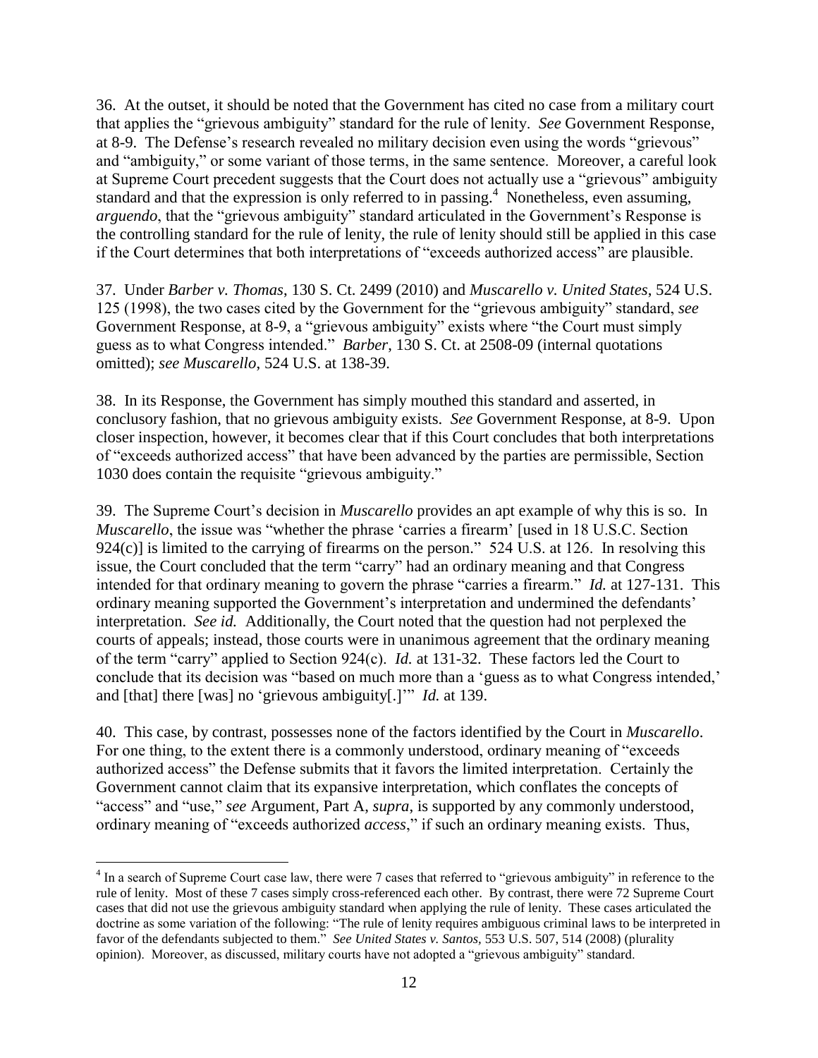36. At the outset, it should be noted that the Government has cited no case from a military court that applies the "grievous ambiguity" standard for the rule of lenity. *See* Government Response, at 8-9. The Defense's research revealed no military decision even using the words "grievous" and "ambiguity," or some variant of those terms, in the same sentence. Moreover, a careful look at Supreme Court precedent suggests that the Court does not actually use a "grievous" ambiguity standard and that the expression is only referred to in passing.[4] Nonetheless, even assuming, *arguendo*, that the "grievous ambiguity" standard articulated in the Government's Response is the controlling standard for the rule of lenity, the rule of lenity should still be applied in this case if the Court determines that both interpretations of "exceeds authorized access" are plausible.

37. Under *Barber v. Thomas*, 130 S. Ct. 2499 (2010) and *Muscarello v. United States*, 524 U.S. 125 (1998), the two cases cited by the Government for the "grievous ambiguity" standard, *see* Government Response, at 8-9, a "grievous ambiguity" exists where "the Court must simply guess as to what Congress intended." *Barber*, 130 S. Ct. at 2508-09 (internal quotations omitted); *see Muscarello*, 524 U.S. at 138-39.

38. In its Response, the Government has simply mouthed this standard and asserted, in conclusory fashion, that no grievous ambiguity exists. *See* Government Response, at 8-9. Upon closer inspection, however, it becomes clear that if this Court concludes that both interpretations of "exceeds authorized access" that have been advanced by the parties are permissible, Section 1030 does contain the requisite "grievous ambiguity."

39. The Supreme Court's decision in *Muscarello* provides an apt example of why this is so. In *Muscarello*, the issue was "whether the phrase 'carries a firearm' [used in 18 U.S.C. Section 924(c)] is limited to the carrying of firearms on the person." 524 U.S. at 126. In resolving this issue, the Court concluded that the term "carry" had an ordinary meaning and that Congress intended for that ordinary meaning to govern the phrase "carries a firearm." *Id.* at 127-131. This ordinary meaning supported the Government's interpretation and undermined the defendants' interpretation. *See id.* Additionally, the Court noted that the question had not perplexed the courts of appeals; instead, those courts were in unanimous agreement that the ordinary meaning of the term "carry" applied to Section 924(c). *Id.* at 131-32. These factors led the Court to conclude that its decision was "based on much more than a 'guess as to what Congress intended,' and [that] there [was] no 'grievous ambiguity[.]'" *Id.* at 139.

40. This case, by contrast, possesses none of the factors identified by the Court in *Muscarello*. For one thing, to the extent there is a commonly understood, ordinary meaning of "exceeds authorized access" the Defense submits that it favors the limited interpretation. Certainly the Government cannot claim that its expansive interpretation, which conflates the concepts of "access" and "use," *see* Argument, Part A, *supra*, is supported by any commonly understood, ordinary meaning of "exceeds authorized *access*," if such an ordinary meaning exists. Thus,

---

[4] In a search of Supreme Court case law, there were 7 cases that referred to "grievous ambiguity" in reference to the rule of lenity. Most of these 7 cases simply cross-referenced each other. By contrast, there were 72 Supreme Court cases that did not use the grievous ambiguity standard when applying the rule of lenity. These cases articulated the doctrine as some variation of the following: "The rule of lenity requires ambiguous criminal laws to be interpreted in favor of the defendants subjected to them." *See United States v. Santos*, 553 U.S. 507, 514 (2008) (plurality opinion). Moreover, as discussed, military courts have not adopted a "grievous ambiguity" standard.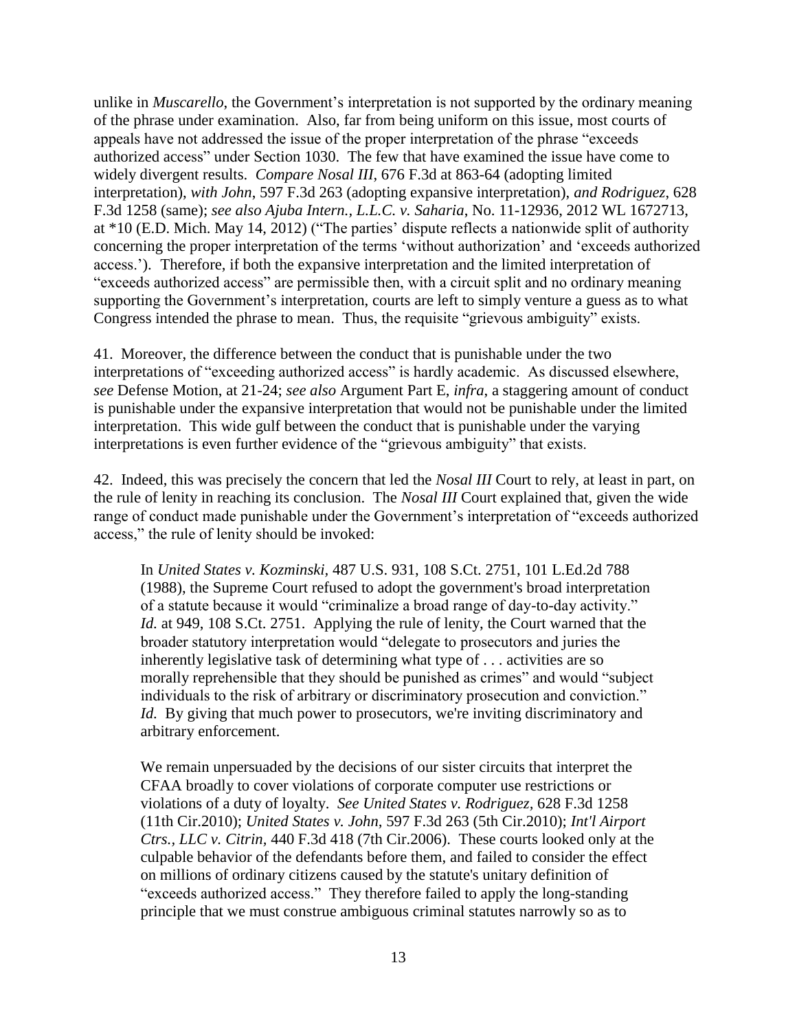unlike in *Muscarello*, the Government's interpretation is not supported by the ordinary meaning of the phrase under examination. Also, far from being uniform on this issue, most courts of appeals have not addressed the issue of the proper interpretation of the phrase "exceeds authorized access" under Section 1030. The few that have examined the issue have come to widely divergent results. *Compare Nosal III*, 676 F.3d at 863-64 (adopting limited interpretation), *with John*, 597 F.3d 263 (adopting expansive interpretation), *and Rodriguez*, 628 F.3d 1258 (same); *see also Ajuba Intern., L.L.C. v. Saharia*, No. 11-12936, 2012 WL 1672713, at *10 (E.D. Mich. May 14, 2012) ("The parties' dispute reflects a nationwide split of authority concerning the proper interpretation of the terms 'without authorization' and 'exceeds authorized access.'). Therefore, if both the expansive interpretation and the limited interpretation of "exceeds authorized access" are permissible then, with a circuit split and no ordinary meaning supporting the Government's interpretation, courts are left to simply venture a guess as to what Congress intended the phrase to mean. Thus, the requisite "grievous ambiguity" exists.

41. Moreover, the difference between the conduct that is punishable under the two interpretations of "exceeding authorized access" is hardly academic. As discussed elsewhere, *see* Defense Motion, at 21-24; *see also* Argument Part E, *infra*, a staggering amount of conduct is punishable under the expansive interpretation that would not be punishable under the limited interpretation. This wide gulf between the conduct that is punishable under the varying interpretations is even further evidence of the "grievous ambiguity" that exists.

42. Indeed, this was precisely the concern that led the *Nosal III* Court to rely, at least in part, on the rule of lenity in reaching its conclusion. The *Nosal III* Court explained that, given the wide range of conduct made punishable under the Government's interpretation of "exceeds authorized access," the rule of lenity should be invoked:

> In *United States v. Kozminski*, 487 U.S. 931, 108 S.Ct. 2751, 101 L.Ed.2d 788 (1988), the Supreme Court refused to adopt the government's broad interpretation of a statute because it would "criminalize a broad range of day-to-day activity." *Id.* at 949, 108 S.Ct. 2751. Applying the rule of lenity, the Court warned that the broader statutory interpretation would "delegate to prosecutors and juries the inherently legislative task of determining what type of . . . activities are so morally reprehensible that they should be punished as crimes" and would "subject individuals to the risk of arbitrary or discriminatory prosecution and conviction." *Id.* By giving that much power to prosecutors, we're inviting discriminatory and arbitrary enforcement.
>
> We remain unpersuaded by the decisions of our sister circuits that interpret the CFAA broadly to cover violations of corporate computer use restrictions or violations of a duty of loyalty. *See United States v. Rodriguez*, 628 F.3d 1258 (11th Cir.2010); *United States v. John,* 597 F.3d 263 (5th Cir.2010); *Int'l Airport Ctrs., LLC v. Citrin,* 440 F.3d 418 (7th Cir.2006). These courts looked only at the culpable behavior of the defendants before them, and failed to consider the effect on millions of ordinary citizens caused by the statute's unitary definition of "exceeds authorized access." They therefore failed to apply the long-standing principle that we must construe ambiguous criminal statutes narrowly so as to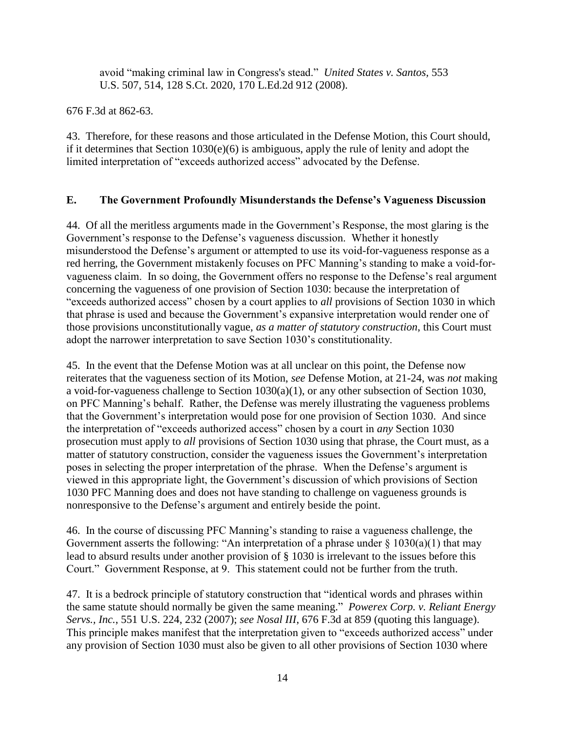> avoid "making criminal law in Congress's stead." *United States v. Santos*, 553 U.S. 507, 514, 128 S.Ct. 2020, 170 L.Ed.2d 912 (2008).

676 F.3d at 862-63.

43. Therefore, for these reasons and those articulated in the Defense Motion, this Court should, if it determines that Section 1030(e)(6) is ambiguous, apply the rule of lenity and adopt the limited interpretation of "exceeds authorized access" advocated by the Defense.

### E. The Government Profoundly Misunderstands the Defense's Vagueness Discussion

44. Of all the meritless arguments made in the Government's Response, the most glaring is the Government's response to the Defense's vagueness discussion. Whether it honestly misunderstood the Defense's argument or attempted to use its void-for-vagueness response as a red herring, the Government mistakenly focuses on PFC Manning's standing to make a void-for-vagueness claim. In so doing, the Government offers no response to the Defense's real argument concerning the vagueness of one provision of Section 1030: because the interpretation of "exceeds authorized access" chosen by a court applies to *all* provisions of Section 1030 in which that phrase is used and because the Government's expansive interpretation would render one of those provisions unconstitutionally vague, *as a matter of statutory construction*, this Court must adopt the narrower interpretation to save Section 1030's constitutionality.

45. In the event that the Defense Motion was at all unclear on this point, the Defense now reiterates that the vagueness section of its Motion, *see* Defense Motion, at 21-24, was *not* making a void-for-vagueness challenge to Section 1030(a)(1), or any other subsection of Section 1030, on PFC Manning's behalf. Rather, the Defense was merely illustrating the vagueness problems that the Government's interpretation would pose for one provision of Section 1030. And since the interpretation of "exceeds authorized access" chosen by a court in *any* Section 1030 prosecution must apply to *all* provisions of Section 1030 using that phrase, the Court must, as a matter of statutory construction, consider the vagueness issues the Government's interpretation poses in selecting the proper interpretation of the phrase. When the Defense's argument is viewed in this appropriate light, the Government's discussion of which provisions of Section 1030 PFC Manning does and does not have standing to challenge on vagueness grounds is nonresponsive to the Defense's argument and entirely beside the point.

46. In the course of discussing PFC Manning's standing to raise a vagueness challenge, the Government asserts the following: "An interpretation of a phrase under § 1030(a)(1) that may lead to absurd results under another provision of § 1030 is irrelevant to the issues before this Court." Government Response, at 9. This statement could not be further from the truth.

47. It is a bedrock principle of statutory construction that "identical words and phrases within the same statute should normally be given the same meaning." *Powerex Corp. v. Reliant Energy Servs., Inc.*, 551 U.S. 224, 232 (2007); *see Nosal III*, 676 F.3d at 859 (quoting this language). This principle makes manifest that the interpretation given to "exceeds authorized access" under any provision of Section 1030 must also be given to all other provisions of Section 1030 where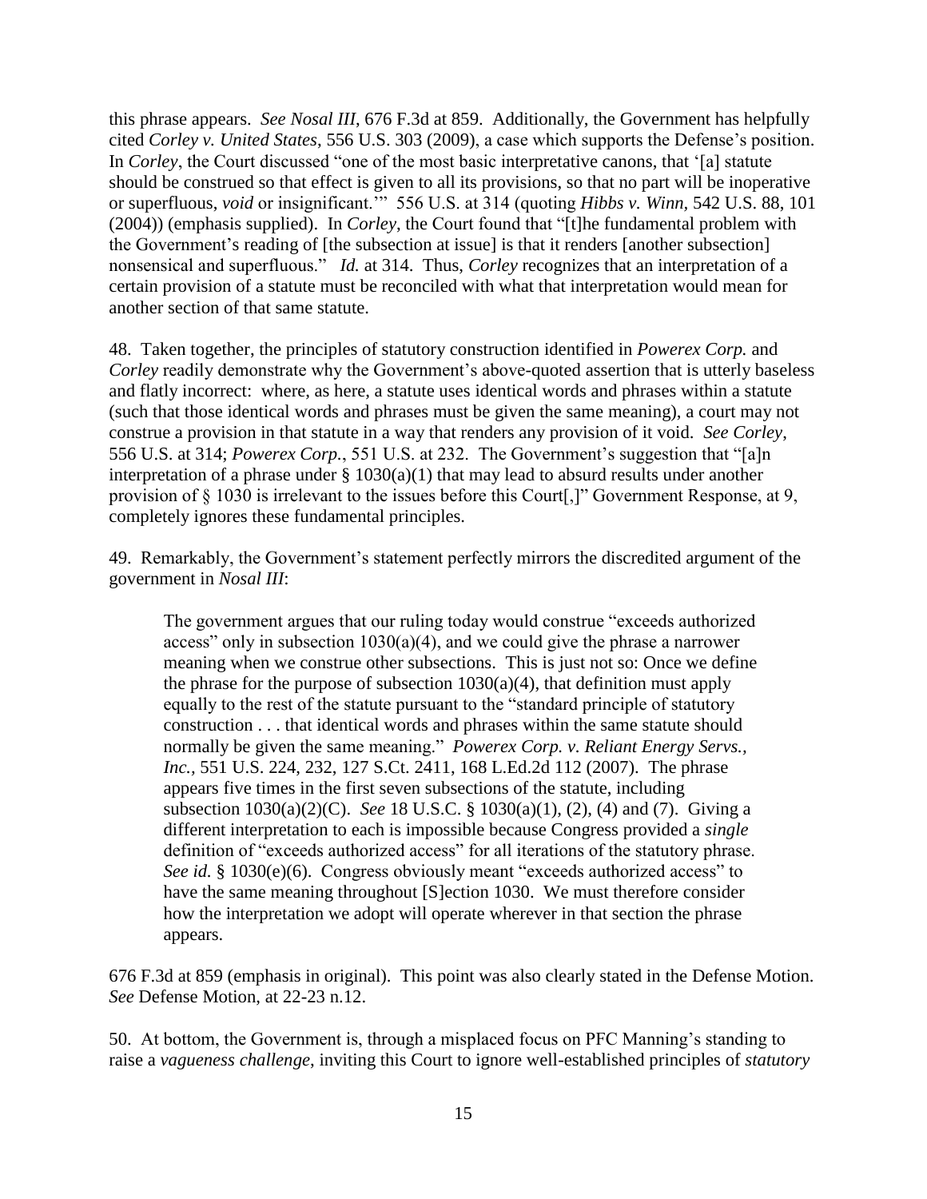this phrase appears. *See Nosal III*, 676 F.3d at 859. Additionally, the Government has helpfully cited *Corley v. United States*, 556 U.S. 303 (2009), a case which supports the Defense's position. In *Corley*, the Court discussed "one of the most basic interpretative canons, that '[a] statute should be construed so that effect is given to all its provisions, so that no part will be inoperative or superfluous, *void* or insignificant.'" 556 U.S. at 314 (quoting *Hibbs v. Winn*, 542 U.S. 88, 101 (2004)) (emphasis supplied). In *Corley*, the Court found that "[t]he fundamental problem with the Government's reading of [the subsection at issue] is that it renders [another subsection] nonsensical and superfluous." *Id.* at 314. Thus, *Corley* recognizes that an interpretation of a certain provision of a statute must be reconciled with what that interpretation would mean for another section of that same statute.

48. Taken together, the principles of statutory construction identified in *Powerex Corp.* and *Corley* readily demonstrate why the Government's above-quoted assertion that is utterly baseless and flatly incorrect: where, as here, a statute uses identical words and phrases within a statute (such that those identical words and phrases must be given the same meaning), a court may not construe a provision in that statute in a way that renders any provision of it void. *See Corley*, 556 U.S. at 314; *Powerex Corp.*, 551 U.S. at 232. The Government's suggestion that "[a]n interpretation of a phrase under § 1030(a)(1) that may lead to absurd results under another provision of § 1030 is irrelevant to the issues before this Court[,]" Government Response, at 9, completely ignores these fundamental principles.

49. Remarkably, the Government's statement perfectly mirrors the discredited argument of the government in *Nosal III*:

> The government argues that our ruling today would construe "exceeds authorized access" only in subsection 1030(a)(4), and we could give the phrase a narrower meaning when we construe other subsections. This is just not so: Once we define the phrase for the purpose of subsection 1030(a)(4), that definition must apply equally to the rest of the statute pursuant to the "standard principle of statutory construction . . . that identical words and phrases within the same statute should normally be given the same meaning." *Powerex Corp. v. Reliant Energy Servs., Inc.,* 551 U.S. 224, 232, 127 S.Ct. 2411, 168 L.Ed.2d 112 (2007). The phrase appears five times in the first seven subsections of the statute, including subsection 1030(a)(2)(C). *See* 18 U.S.C. § 1030(a)(1), (2), (4) and (7). Giving a different interpretation to each is impossible because Congress provided a *single* definition of "exceeds authorized access" for all iterations of the statutory phrase. *See id.* § 1030(e)(6). Congress obviously meant "exceeds authorized access" to have the same meaning throughout [S]ection 1030. We must therefore consider how the interpretation we adopt will operate wherever in that section the phrase appears.

676 F.3d at 859 (emphasis in original). This point was also clearly stated in the Defense Motion. *See* Defense Motion, at 22-23 n.12.

50. At bottom, the Government is, through a misplaced focus on PFC Manning's standing to raise a *vagueness challenge*, inviting this Court to ignore well-established principles of *statutory*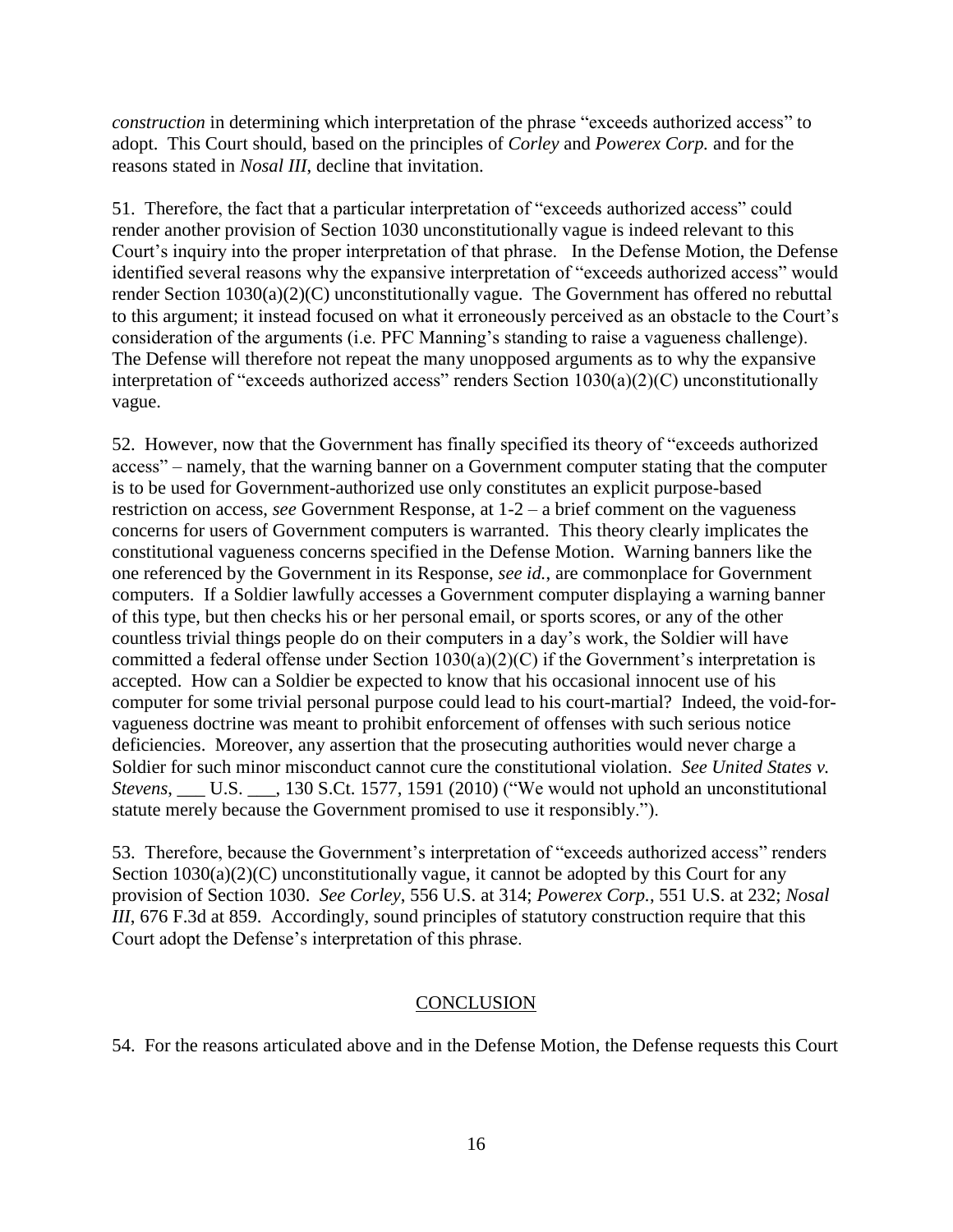*construction* in determining which interpretation of the phrase "exceeds authorized access" to adopt. This Court should, based on the principles of *Corley* and *Powerex Corp.* and for the reasons stated in *Nosal III*, decline that invitation.

51. Therefore, the fact that a particular interpretation of "exceeds authorized access" could render another provision of Section 1030 unconstitutionally vague is indeed relevant to this Court's inquiry into the proper interpretation of that phrase. In the Defense Motion, the Defense identified several reasons why the expansive interpretation of "exceeds authorized access" would render Section 1030(a)(2)(C) unconstitutionally vague. The Government has offered no rebuttal to this argument; it instead focused on what it erroneously perceived as an obstacle to the Court's consideration of the arguments (i.e. PFC Manning's standing to raise a vagueness challenge). The Defense will therefore not repeat the many unopposed arguments as to why the expansive interpretation of "exceeds authorized access" renders Section 1030(a)(2)(C) unconstitutionally vague.

52. However, now that the Government has finally specified its theory of "exceeds authorized access" – namely, that the warning banner on a Government computer stating that the computer is to be used for Government-authorized use only constitutes an explicit purpose-based restriction on access, *see* Government Response, at 1-2 – a brief comment on the vagueness concerns for users of Government computers is warranted. This theory clearly implicates the constitutional vagueness concerns specified in the Defense Motion. Warning banners like the one referenced by the Government in its Response, *see id.*, are commonplace for Government computers. If a Soldier lawfully accesses a Government computer displaying a warning banner of this type, but then checks his or her personal email, or sports scores, or any of the other countless trivial things people do on their computers in a day's work, the Soldier will have committed a federal offense under Section 1030(a)(2)(C) if the Government's interpretation is accepted. How can a Soldier be expected to know that his occasional innocent use of his computer for some trivial personal purpose could lead to his court-martial? Indeed, the void-for-vagueness doctrine was meant to prohibit enforcement of offenses with such serious notice deficiencies. Moreover, any assertion that the prosecuting authorities would never charge a Soldier for such minor misconduct cannot cure the constitutional violation. *See United States v. Stevens*, ___ U.S. ___, 130 S.Ct. 1577, 1591 (2010) ("We would not uphold an unconstitutional statute merely because the Government promised to use it responsibly.").

53. Therefore, because the Government's interpretation of "exceeds authorized access" renders Section 1030(a)(2)(C) unconstitutionally vague, it cannot be adopted by this Court for any provision of Section 1030. *See Corley*, 556 U.S. at 314; *Powerex Corp.*, 551 U.S. at 232; *Nosal III*, 676 F.3d at 859. Accordingly, sound principles of statutory construction require that this Court adopt the Defense's interpretation of this phrase.

## CONCLUSION

54. For the reasons articulated above and in the Defense Motion, the Defense requests this Court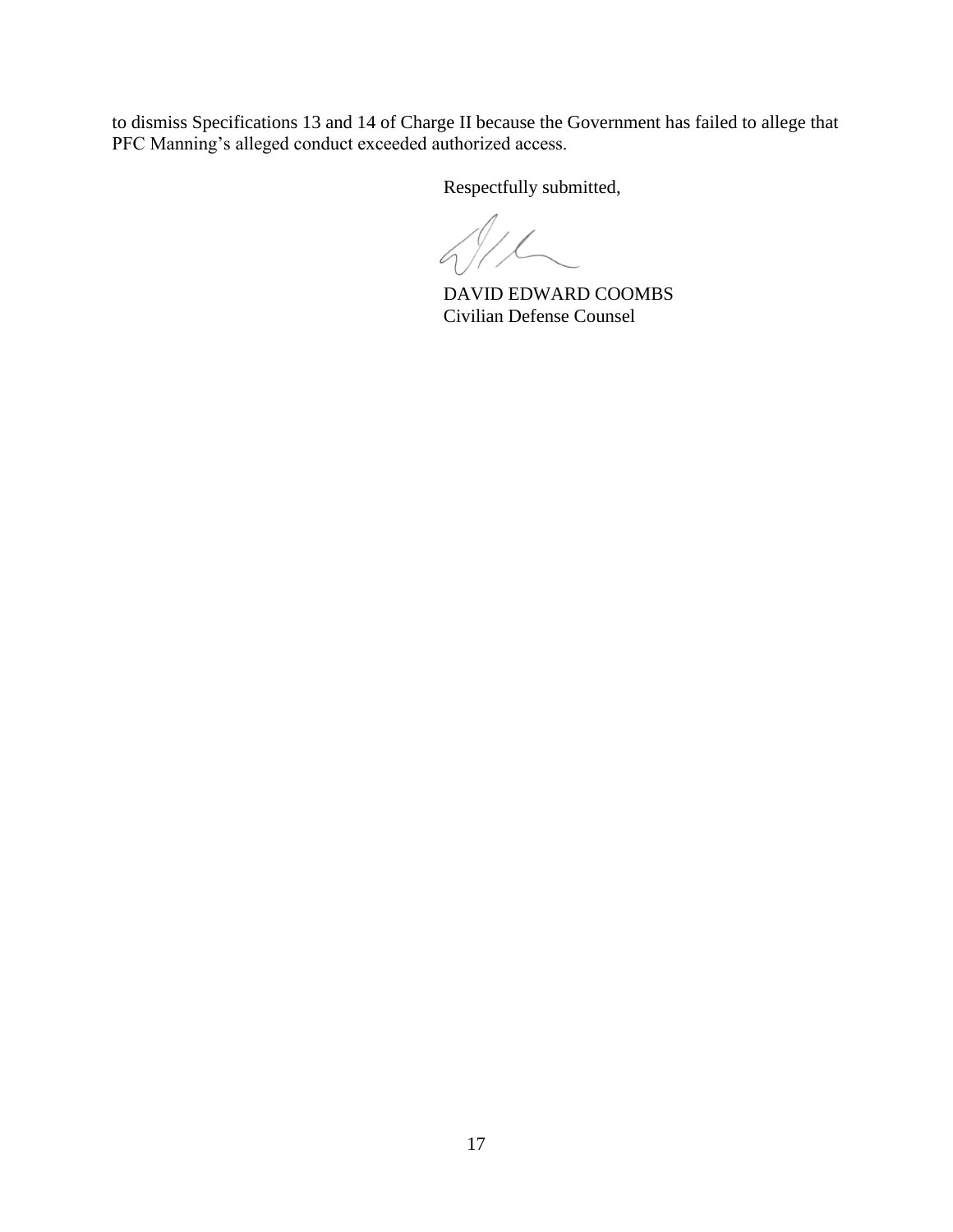to dismiss Specifications 13 and 14 of Charge II because the Government has failed to allege that PFC Manning's alleged conduct exceeded authorized access.

Respectfully submitted,

DAVID EDWARD COOMBS
Civilian Defense Counsel